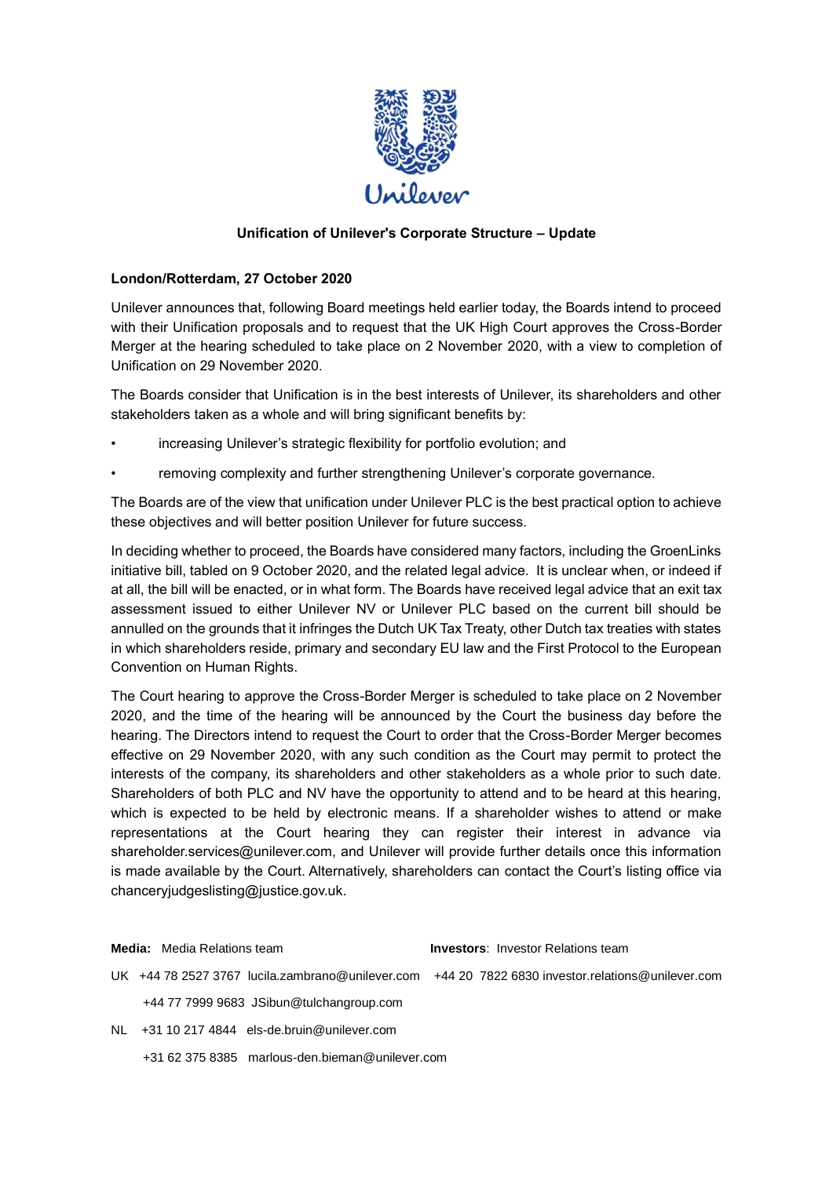Unilever

## Unification of Unilever's Corporate Structure – Update

**London/Rotterdam, 27 October 2020**

Unilever announces that, following Board meetings held earlier today, the Boards intend to proceed with their Unification proposals and to request that the UK High Court approves the Cross-Border Merger at the hearing scheduled to take place on 2 November 2020, with a view to completion of Unification on 29 November 2020.

The Boards consider that Unification is in the best interests of Unilever, its shareholders and other stakeholders taken as a whole and will bring significant benefits by:

- increasing Unilever's strategic flexibility for portfolio evolution; and
- removing complexity and further strengthening Unilever's corporate governance.

The Boards are of the view that unification under Unilever PLC is the best practical option to achieve these objectives and will better position Unilever for future success.

In deciding whether to proceed, the Boards have considered many factors, including the GroenLinks initiative bill, tabled on 9 October 2020, and the related legal advice. It is unclear when, or indeed if at all, the bill will be enacted, or in what form. The Boards have received legal advice that an exit tax assessment issued to either Unilever NV or Unilever PLC based on the current bill should be annulled on the grounds that it infringes the Dutch UK Tax Treaty, other Dutch tax treaties with states in which shareholders reside, primary and secondary EU law and the First Protocol to the European Convention on Human Rights.

The Court hearing to approve the Cross-Border Merger is scheduled to take place on 2 November 2020, and the time of the hearing will be announced by the Court the business day before the hearing. The Directors intend to request the Court to order that the Cross-Border Merger becomes effective on 29 November 2020, with any such condition as the Court may permit to protect the interests of the company, its shareholders and other stakeholders as a whole prior to such date. Shareholders of both PLC and NV have the opportunity to attend and to be heard at this hearing, which is expected to be held by electronic means. If a shareholder wishes to attend or make representations at the Court hearing they can register their interest in advance via shareholder.services@unilever.com, and Unilever will provide further details once this information is made available by the Court. Alternatively, shareholders can contact the Court's listing office via chanceryjudgeslisting@justice.gov.uk.

**Media:** Media Relations team

UK +44 78 2527 3767 lucila.zambrano@unilever.com

+44 77 7999 9683 JSibun@tulchangroup.com

NL +31 10 217 4844 els-de.bruin@unilever.com

+31 62 375 8385 marlous-den.bieman@unilever.com

**Investors**: Investor Relations team

+44 20 7822 6830 investor.relations@unilever.com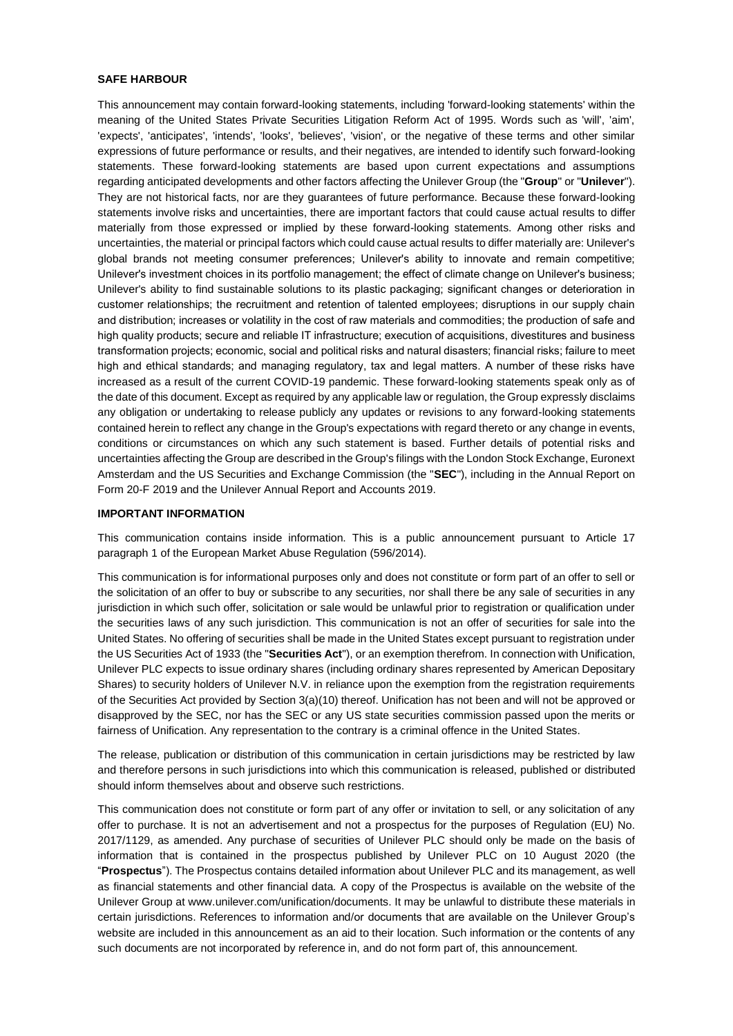## SAFE HARBOUR

This announcement may contain forward-looking statements, including 'forward-looking statements' within the meaning of the United States Private Securities Litigation Reform Act of 1995. Words such as 'will', 'aim', 'expects', 'anticipates', 'intends', 'looks', 'believes', 'vision', or the negative of these terms and other similar expressions of future performance or results, and their negatives, are intended to identify such forward-looking statements. These forward-looking statements are based upon current expectations and assumptions regarding anticipated developments and other factors affecting the Unilever Group (the "**Group**" or "**Unilever**"). They are not historical facts, nor are they guarantees of future performance. Because these forward-looking statements involve risks and uncertainties, there are important factors that could cause actual results to differ materially from those expressed or implied by these forward-looking statements. Among other risks and uncertainties, the material or principal factors which could cause actual results to differ materially are: Unilever's global brands not meeting consumer preferences; Unilever's ability to innovate and remain competitive; Unilever's investment choices in its portfolio management; the effect of climate change on Unilever's business; Unilever's ability to find sustainable solutions to its plastic packaging; significant changes or deterioration in customer relationships; the recruitment and retention of talented employees; disruptions in our supply chain and distribution; increases or volatility in the cost of raw materials and commodities; the production of safe and high quality products; secure and reliable IT infrastructure; execution of acquisitions, divestitures and business transformation projects; economic, social and political risks and natural disasters; financial risks; failure to meet high and ethical standards; and managing regulatory, tax and legal matters. A number of these risks have increased as a result of the current COVID-19 pandemic. These forward-looking statements speak only as of the date of this document. Except as required by any applicable law or regulation, the Group expressly disclaims any obligation or undertaking to release publicly any updates or revisions to any forward-looking statements contained herein to reflect any change in the Group's expectations with regard thereto or any change in events, conditions or circumstances on which any such statement is based. Further details of potential risks and uncertainties affecting the Group are described in the Group's filings with the London Stock Exchange, Euronext Amsterdam and the US Securities and Exchange Commission (the "**SEC**"), including in the Annual Report on Form 20-F 2019 and the Unilever Annual Report and Accounts 2019.

## IMPORTANT INFORMATION

This communication contains inside information. This is a public announcement pursuant to Article 17 paragraph 1 of the European Market Abuse Regulation (596/2014).

This communication is for informational purposes only and does not constitute or form part of an offer to sell or the solicitation of an offer to buy or subscribe to any securities, nor shall there be any sale of securities in any jurisdiction in which such offer, solicitation or sale would be unlawful prior to registration or qualification under the securities laws of any such jurisdiction. This communication is not an offer of securities for sale into the United States. No offering of securities shall be made in the United States except pursuant to registration under the US Securities Act of 1933 (the "**Securities Act**"), or an exemption therefrom. In connection with Unification, Unilever PLC expects to issue ordinary shares (including ordinary shares represented by American Depositary Shares) to security holders of Unilever N.V. in reliance upon the exemption from the registration requirements of the Securities Act provided by Section 3(a)(10) thereof. Unification has not been and will not be approved or disapproved by the SEC, nor has the SEC or any US state securities commission passed upon the merits or fairness of Unification. Any representation to the contrary is a criminal offence in the United States.

The release, publication or distribution of this communication in certain jurisdictions may be restricted by law and therefore persons in such jurisdictions into which this communication is released, published or distributed should inform themselves about and observe such restrictions.

This communication does not constitute or form part of any offer or invitation to sell, or any solicitation of any offer to purchase. It is not an advertisement and not a prospectus for the purposes of Regulation (EU) No. 2017/1129, as amended. Any purchase of securities of Unilever PLC should only be made on the basis of information that is contained in the prospectus published by Unilever PLC on 10 August 2020 (the "**Prospectus**"). The Prospectus contains detailed information about Unilever PLC and its management, as well as financial statements and other financial data. A copy of the Prospectus is available on the website of the Unilever Group at www.unilever.com/unification/documents. It may be unlawful to distribute these materials in certain jurisdictions. References to information and/or documents that are available on the Unilever Group's website are included in this announcement as an aid to their location. Such information or the contents of any such documents are not incorporated by reference in, and do not form part of, this announcement.